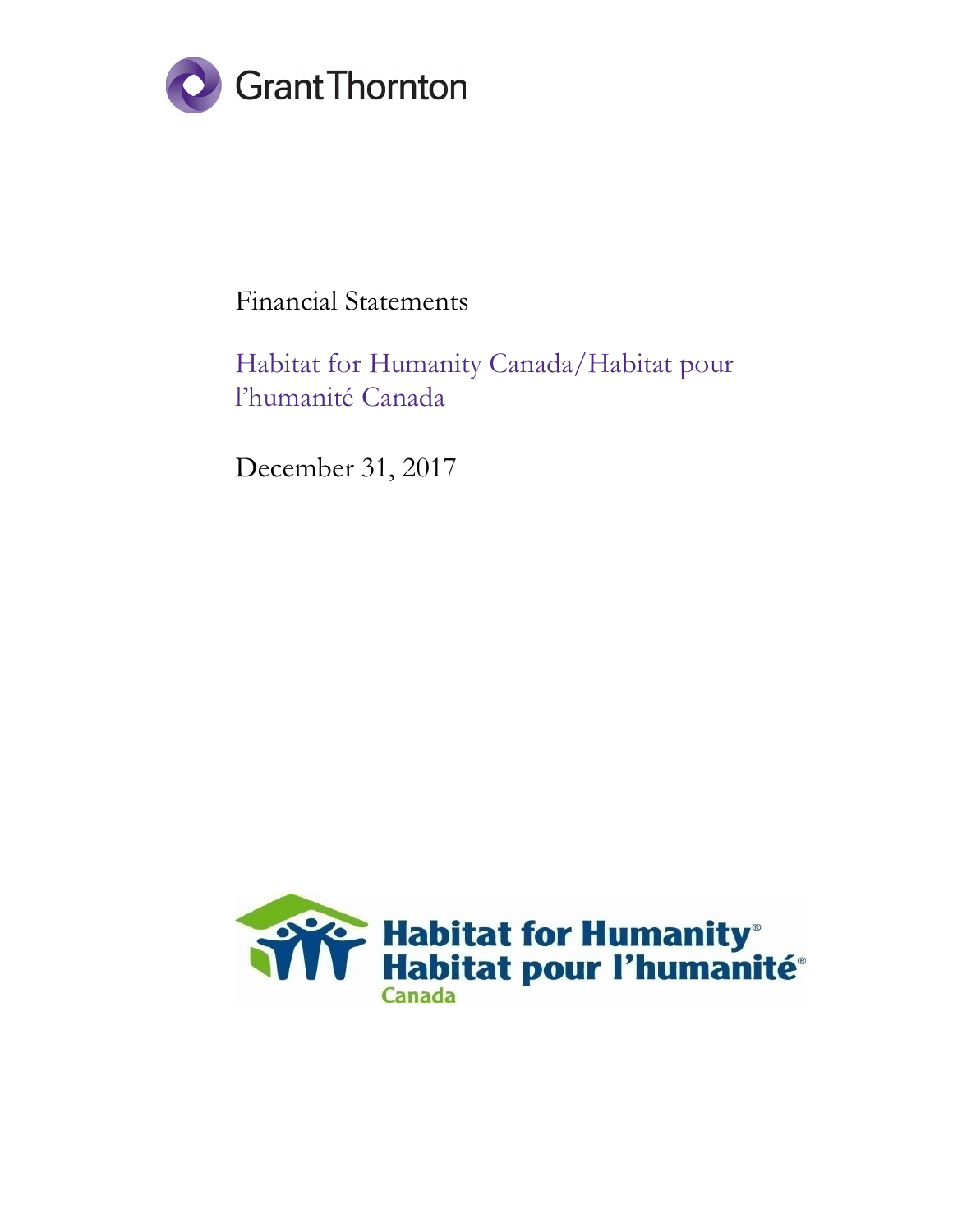Grant Thornton

Financial Statements

# Habitat for Humanity Canada/Habitat pour l'humanité Canada

December 31, 2017

Habitat for Humanity®
Habitat pour l'humanité®
Canada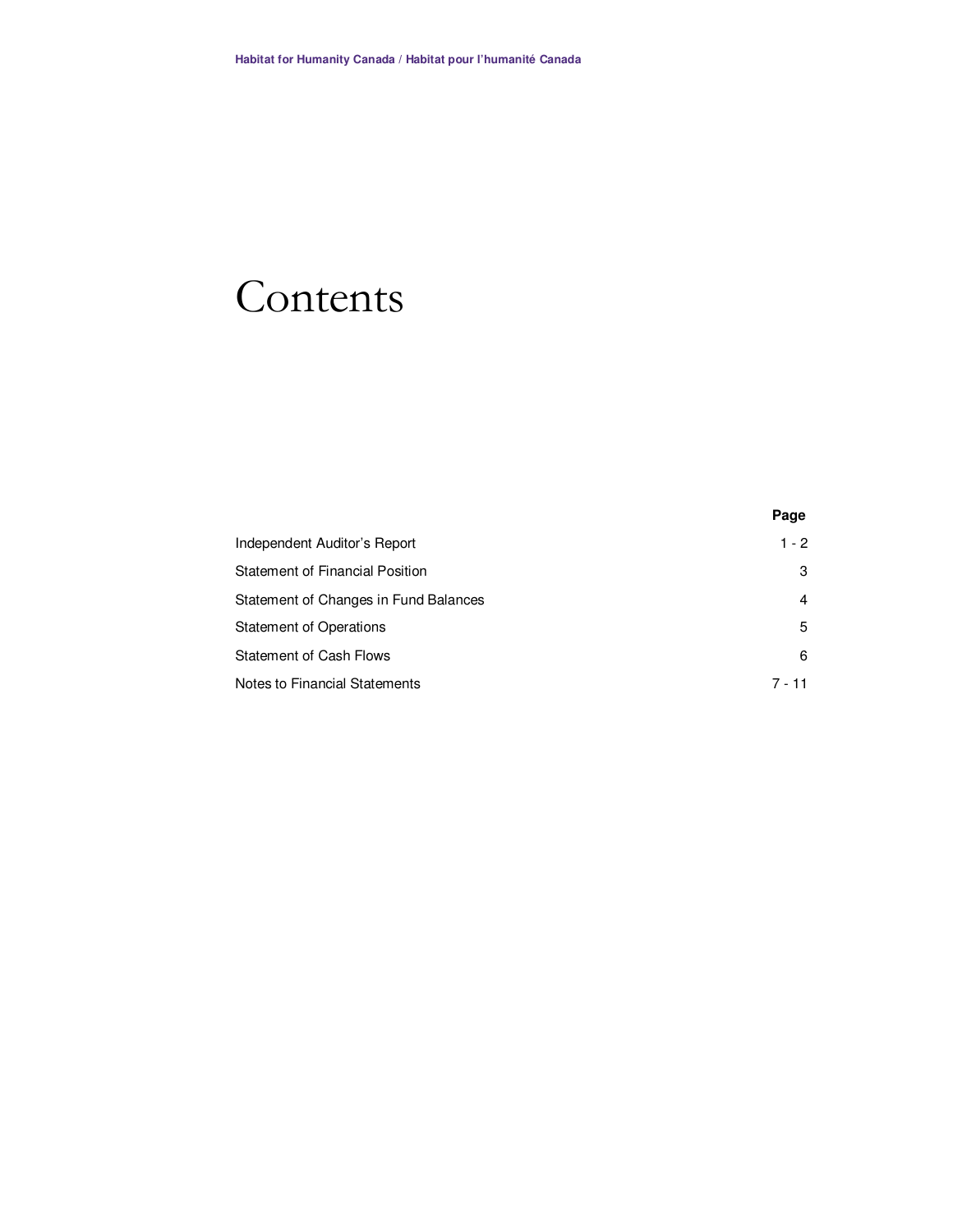# Contents

| | Page |
|---|---|
| Independent Auditor's Report | 1 - 2 |
| Statement of Financial Position | 3 |
| Statement of Changes in Fund Balances | 4 |
| Statement of Operations | 5 |
| Statement of Cash Flows | 6 |
| Notes to Financial Statements | 7 - 11 |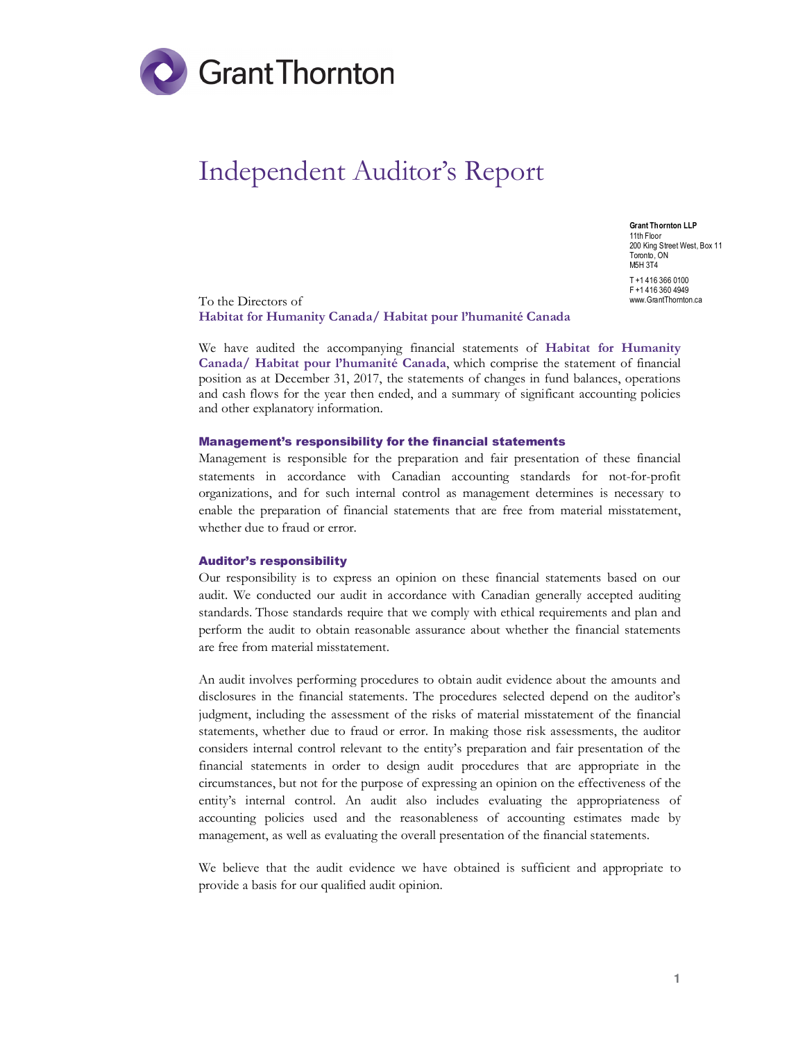Grant Thornton

# Independent Auditor's Report

**Grant Thornton LLP**
11th Floor
200 King Street West, Box 11
Toronto, ON
M5H 3T4

T +1 416 366 0100
F +1 416 360 4949
www.GrantThornton.ca

To the Directors of
**Habitat for Humanity Canada/ Habitat pour l'humanité Canada**

We have audited the accompanying financial statements of **Habitat for Humanity Canada/ Habitat pour l'humanité Canada**, which comprise the statement of financial position as at December 31, 2017, the statements of changes in fund balances, operations and cash flows for the year then ended, and a summary of significant accounting policies and other explanatory information.

### Management's responsibility for the financial statements

Management is responsible for the preparation and fair presentation of these financial statements in accordance with Canadian accounting standards for not-for-profit organizations, and for such internal control as management determines is necessary to enable the preparation of financial statements that are free from material misstatement, whether due to fraud or error.

### Auditor's responsibility

Our responsibility is to express an opinion on these financial statements based on our audit. We conducted our audit in accordance with Canadian generally accepted auditing standards. Those standards require that we comply with ethical requirements and plan and perform the audit to obtain reasonable assurance about whether the financial statements are free from material misstatement.

An audit involves performing procedures to obtain audit evidence about the amounts and disclosures in the financial statements. The procedures selected depend on the auditor's judgment, including the assessment of the risks of material misstatement of the financial statements, whether due to fraud or error. In making those risk assessments, the auditor considers internal control relevant to the entity's preparation and fair presentation of the financial statements in order to design audit procedures that are appropriate in the circumstances, but not for the purpose of expressing an opinion on the effectiveness of the entity's internal control. An audit also includes evaluating the appropriateness of accounting policies used and the reasonableness of accounting estimates made by management, as well as evaluating the overall presentation of the financial statements.

We believe that the audit evidence we have obtained is sufficient and appropriate to provide a basis for our qualified audit opinion.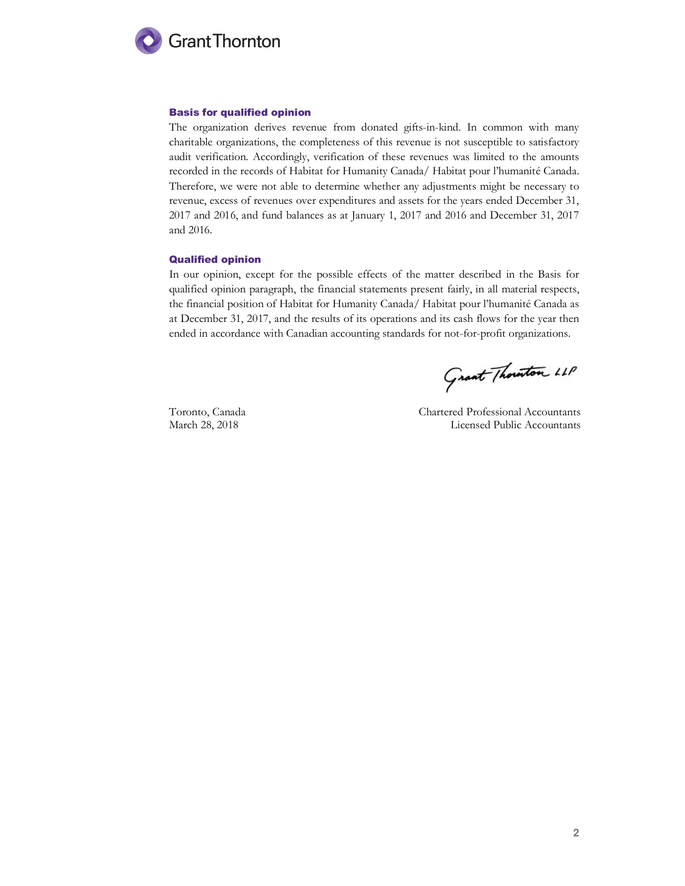### Basis for qualified opinion

The organization derives revenue from donated gifts-in-kind. In common with many charitable organizations, the completeness of this revenue is not susceptible to satisfactory audit verification. Accordingly, verification of these revenues was limited to the amounts recorded in the records of Habitat for Humanity Canada/ Habitat pour l'humanité Canada. Therefore, we were not able to determine whether any adjustments might be necessary to revenue, excess of revenues over expenditures and assets for the years ended December 31, 2017 and 2016, and fund balances as at January 1, 2017 and 2016 and December 31, 2017 and 2016.

### Qualified opinion

In our opinion, except for the possible effects of the matter described in the Basis for qualified opinion paragraph, the financial statements present fairly, in all material respects, the financial position of Habitat for Humanity Canada/ Habitat pour l'humanité Canada as at December 31, 2017, and the results of its operations and its cash flows for the year then ended in accordance with Canadian accounting standards for not-for-profit organizations.

Grant Thornton LLP

Toronto, Canada
March 28, 2018

Chartered Professional Accountants
Licensed Public Accountants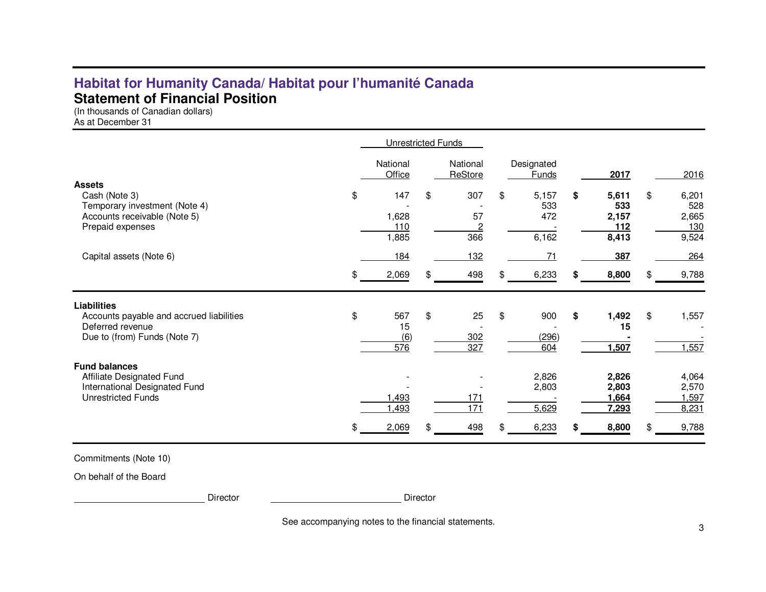# Habitat for Humanity Canada/ Habitat pour l'humanité Canada

## Statement of Financial Position

(In thousands of Canadian dollars)
As at December 31

| | Unrestricted Funds | | | | |
|---|---|---|---|---|---|
| | National Office | National ReStore | Designated Funds | **2017** | 2016 |
| **Assets** | | | | | |
| Cash (Note 3) | $ 147 | $ 307 | $ 5,157 | **$ 5,611** | $ 6,201 |
| Temporary investment (Note 4) | - | - | 533 | **533** | 528 |
| Accounts receivable (Note 5) | 1,628 | 57 | 472 | **2,157** | 2,665 |
| Prepaid expenses | 110 | 2 | - | **112** | 130 |
| | 1,885 | 366 | 6,162 | **8,413** | 9,524 |
| Capital assets (Note 6) | 184 | 132 | 71 | **387** | 264 |
| | $ 2,069 | $ 498 | $ 6,233 | **$ 8,800** | $ 9,788 |
| **Liabilities** | | | | | |
| Accounts payable and accrued liabilities | $ 567 | $ 25 | $ 900 | **$ 1,492** | $ 1,557 |
| Deferred revenue | 15 | - | - | **15** | - |
| Due to (from) Funds (Note 7) | (6) | 302 | (296) | **-** | - |
| | 576 | 327 | 604 | **1,507** | 1,557 |
| **Fund balances** | | | | | |
| Affiliate Designated Fund | - | - | 2,826 | **2,826** | 4,064 |
| International Designated Fund | - | - | 2,803 | **2,803** | 2,570 |
| Unrestricted Funds | 1,493 | 171 | - | **1,664** | 1,597 |
| | 1,493 | 171 | 5,629 | **7,293** | 8,231 |
| | $ 2,069 | $ 498 | $ 6,233 | **$ 8,800** | $ 9,788 |

Commitments (Note 10)

On behalf of the Board

\_\_\_\_\_\_\_\_\_\_\_\_\_\_\_\_\_\_\_\_\_\_\_\_ Director    \_\_\_\_\_\_\_\_\_\_\_\_\_\_\_\_\_\_\_\_\_\_\_\_ Director

See accompanying notes to the financial statements.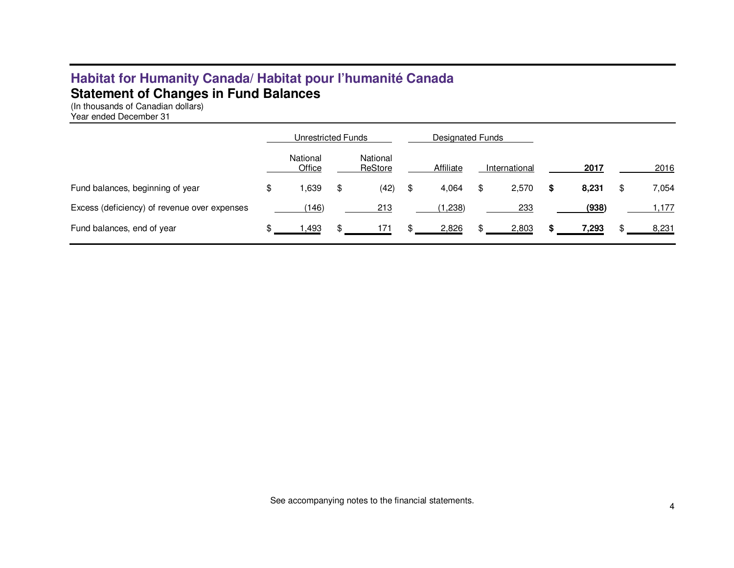# Habitat for Humanity Canada/ Habitat pour l'humanité Canada

## Statement of Changes in Fund Balances

(In thousands of Canadian dollars)
Year ended December 31

| | Unrestricted Funds | | Designated Funds | | | |
|---|---|---|---|---|---|---|
| | National Office | National ReStore | Affiliate | International | **2017** | 2016 |
| Fund balances, beginning of year | $ 1,639 | $ (42) | $ 4,064 | $ 2,570 | **$ 8,231** | $ 7,054 |
| Excess (deficiency) of revenue over expenses | (146) | 213 | (1,238) | 233 | **(938)** | 1,177 |
| Fund balances, end of year | $ 1,493 | $ 171 | $ 2,826 | $ 2,803 | **$ 7,293** | $ 8,231 |

See accompanying notes to the financial statements.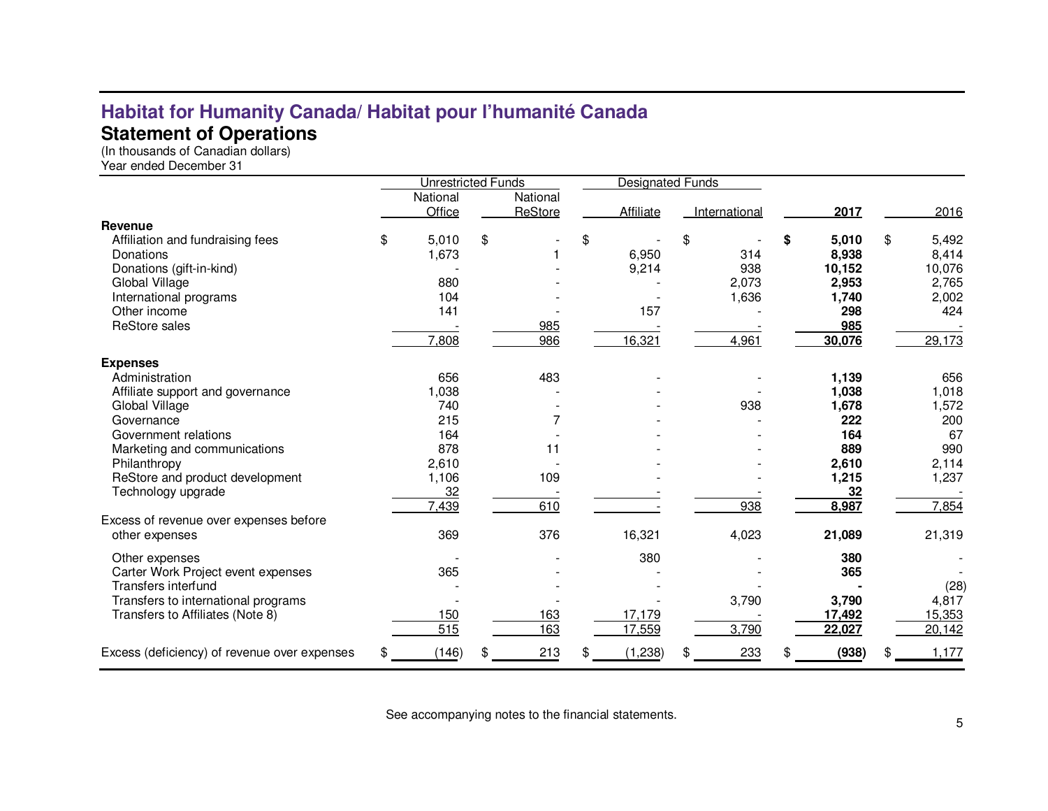# Habitat for Humanity Canada/ Habitat pour l'humanité Canada

## Statement of Operations

(In thousands of Canadian dollars)
Year ended December 31

| | Unrestricted Funds | | Designated Funds | | | |
|---|---|---|---|---|---|---|
| | National Office | National ReStore | Affiliate | International | **2017** | 2016 |
| **Revenue** | | | | | | |
| Affiliation and fundraising fees | $ 5,010 | $ - | $ - | $ - | **$ 5,010** | $ 5,492 |
| Donations | 1,673 | 1 | 6,950 | 314 | **8,938** | 8,414 |
| Donations (gift-in-kind) | - | - | 9,214 | 938 | **10,152** | 10,076 |
| Global Village | 880 | - | - | 2,073 | **2,953** | 2,765 |
| International programs | 104 | - | - | 1,636 | **1,740** | 2,002 |
| Other income | 141 | - | 157 | - | **298** | 424 |
| ReStore sales | - | 985 | - | - | **985** | - |
| | 7,808 | 986 | 16,321 | 4,961 | **30,076** | 29,173 |
| **Expenses** | | | | | | |
| Administration | 656 | 483 | - | - | **1,139** | 656 |
| Affiliate support and governance | 1,038 | - | - | - | **1,038** | 1,018 |
| Global Village | 740 | - | - | 938 | **1,678** | 1,572 |
| Governance | 215 | 7 | - | - | **222** | 200 |
| Government relations | 164 | - | - | - | **164** | 67 |
| Marketing and communications | 878 | 11 | - | - | **889** | 990 |
| Philanthropy | 2,610 | - | - | - | **2,610** | 2,114 |
| ReStore and product development | 1,106 | 109 | - | - | **1,215** | 1,237 |
| Technology upgrade | 32 | - | - | - | **32** | - |
| | 7,439 | 610 | - | 938 | **8,987** | 7,854 |
| Excess of revenue over expenses before other expenses | 369 | 376 | 16,321 | 4,023 | **21,089** | 21,319 |
| Other expenses | - | - | 380 | - | **380** | - |
| Carter Work Project event expenses | 365 | - | - | - | **365** | - |
| Transfers interfund | - | - | - | - | **-** | (28) |
| Transfers to international programs | - | - | - | 3,790 | **3,790** | 4,817 |
| Transfers to Affiliates (Note 8) | 150 | 163 | 17,179 | - | **17,492** | 15,353 |
| | 515 | 163 | 17,559 | 3,790 | **22,027** | 20,142 |
| Excess (deficiency) of revenue over expenses | $ (146) | $ 213 | $ (1,238) | $ 233 | **$ (938)** | $ 1,177 |

See accompanying notes to the financial statements.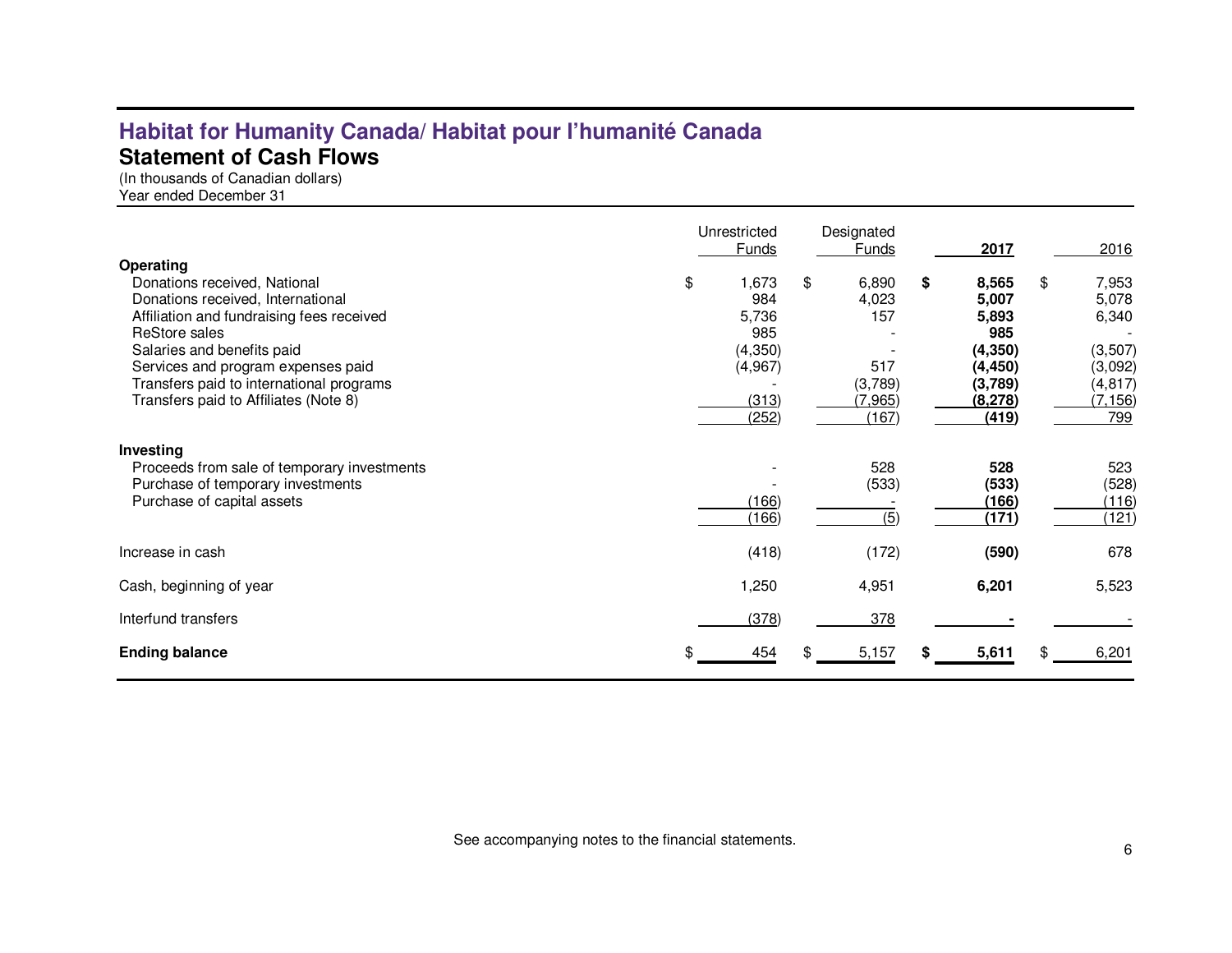# Habitat for Humanity Canada/ Habitat pour l'humanité Canada

## Statement of Cash Flows

(In thousands of Canadian dollars)
Year ended December 31

| | Unrestricted Funds | Designated Funds | **2017** | 2016 |
|---|---|---|---|---|
| **Operating** | | | | |
| Donations received, National | $ 1,673 | $ 6,890 | **$ 8,565** | $ 7,953 |
| Donations received, International | 984 | 4,023 | **5,007** | 5,078 |
| Affiliation and fundraising fees received | 5,736 | 157 | **5,893** | 6,340 |
| ReStore sales | 985 | - | **985** | - |
| Salaries and benefits paid | (4,350) | - | **(4,350)** | (3,507) |
| Services and program expenses paid | (4,967) | 517 | **(4,450)** | (3,092) |
| Transfers paid to international programs | - | (3,789) | **(3,789)** | (4,817) |
| Transfers paid to Affiliates (Note 8) | (313) | (7,965) | **(8,278)** | (7,156) |
| | (252) | (167) | **(419)** | 799 |
| **Investing** | | | | |
| Proceeds from sale of temporary investments | - | 528 | **528** | 523 |
| Purchase of temporary investments | - | (533) | **(533)** | (528) |
| Purchase of capital assets | (166) | - | **(166)** | (116) |
| | (166) | (5) | **(171)** | (121) |
| Increase in cash | (418) | (172) | **(590)** | 678 |
| Cash, beginning of year | 1,250 | 4,951 | **6,201** | 5,523 |
| Interfund transfers | (378) | 378 | **-** | - |
| **Ending balance** | $ 454 | $ 5,157 | **$ 5,611** | $ 6,201 |

See accompanying notes to the financial statements.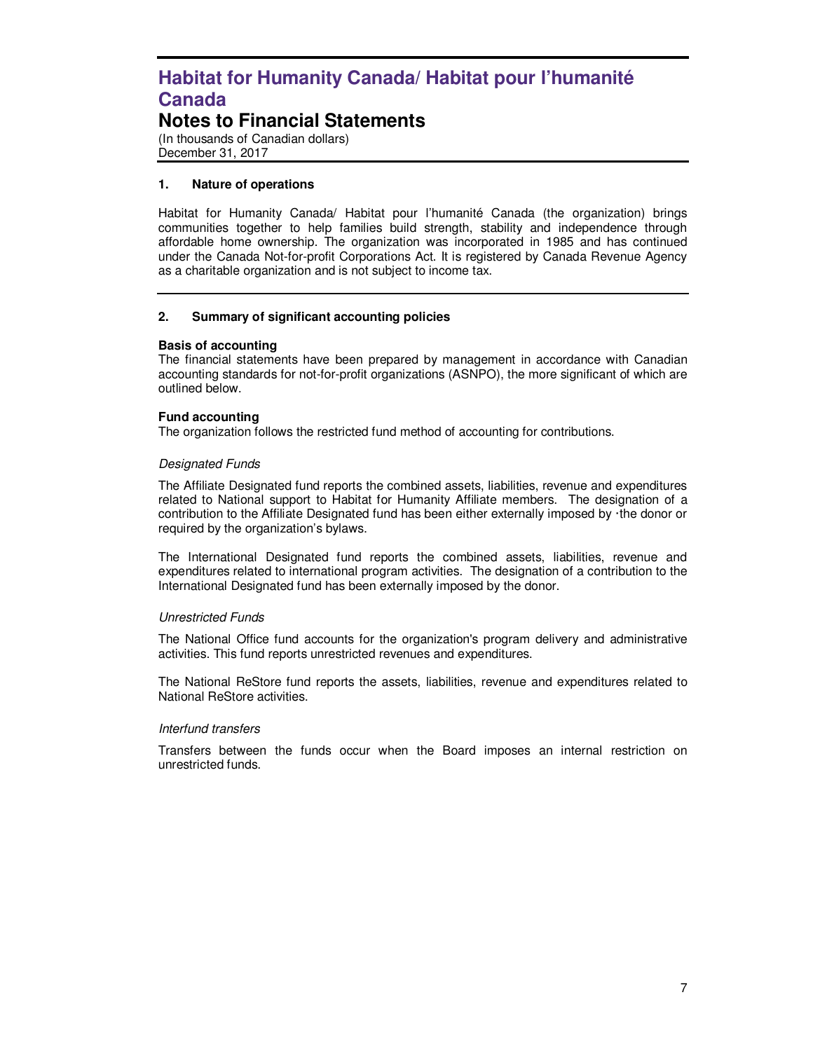# Habitat for Humanity Canada/ Habitat pour l'humanité Canada

## Notes to Financial Statements

(In thousands of Canadian dollars)
December 31, 2017

### 1. Nature of operations

Habitat for Humanity Canada/ Habitat pour l'humanité Canada (the organization) brings communities together to help families build strength, stability and independence through affordable home ownership. The organization was incorporated in 1985 and has continued under the Canada Not-for-profit Corporations Act. It is registered by Canada Revenue Agency as a charitable organization and is not subject to income tax.

### 2. Summary of significant accounting policies

**Basis of accounting**
The financial statements have been prepared by management in accordance with Canadian accounting standards for not-for-profit organizations (ASNPO), the more significant of which are outlined below.

**Fund accounting**
The organization follows the restricted fund method of accounting for contributions.

*Designated Funds*

The Affiliate Designated fund reports the combined assets, liabilities, revenue and expenditures related to National support to Habitat for Humanity Affiliate members. The designation of a contribution to the Affiliate Designated fund has been either externally imposed by ·the donor or required by the organization's bylaws.

The International Designated fund reports the combined assets, liabilities, revenue and expenditures related to international program activities. The designation of a contribution to the International Designated fund has been externally imposed by the donor.

*Unrestricted Funds*

The National Office fund accounts for the organization's program delivery and administrative activities. This fund reports unrestricted revenues and expenditures.

The National ReStore fund reports the assets, liabilities, revenue and expenditures related to National ReStore activities.

*Interfund transfers*

Transfers between the funds occur when the Board imposes an internal restriction on unrestricted funds.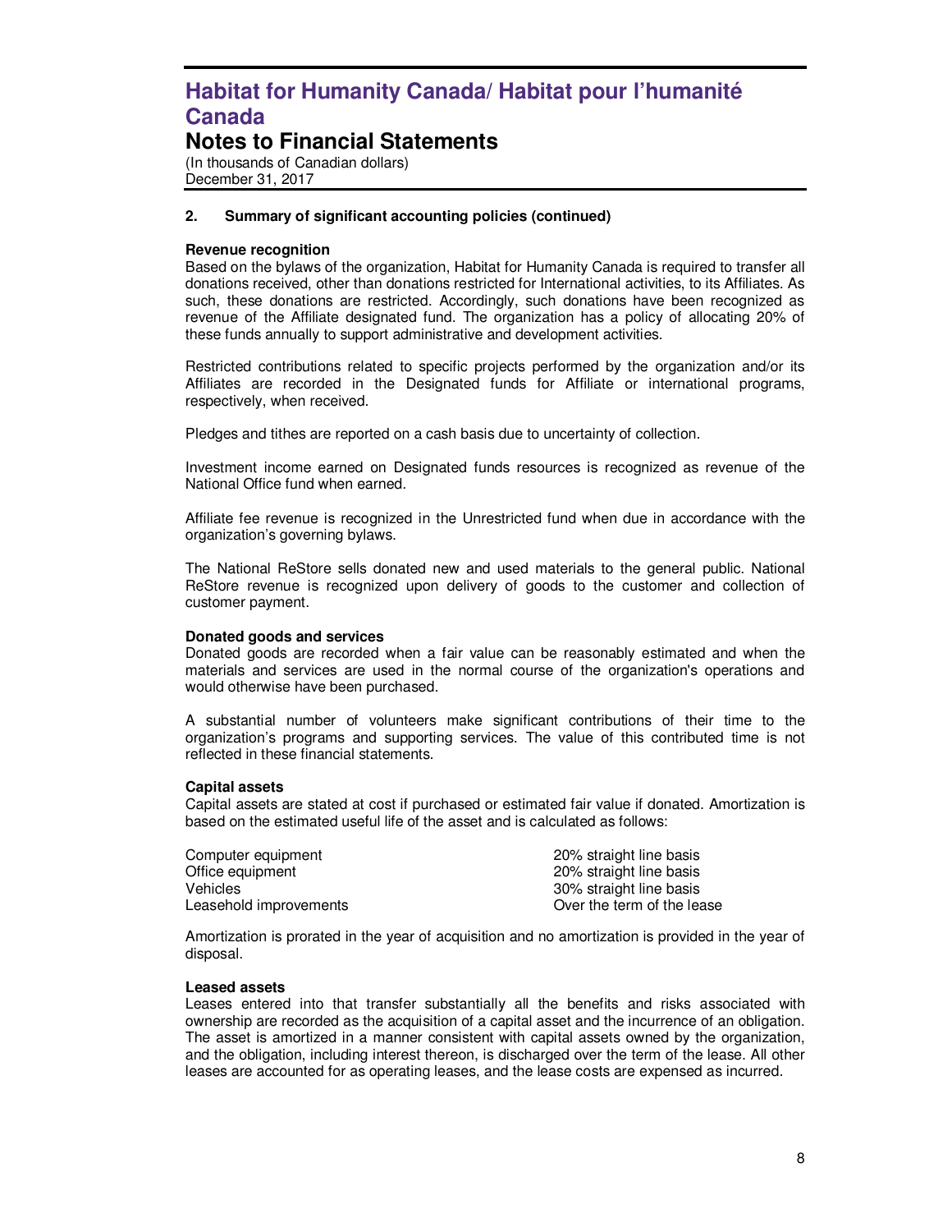# Habitat for Humanity Canada/ Habitat pour l'humanité Canada

## Notes to Financial Statements

(In thousands of Canadian dollars)
December 31, 2017

### 2. Summary of significant accounting policies (continued)

**Revenue recognition**
Based on the bylaws of the organization, Habitat for Humanity Canada is required to transfer all donations received, other than donations restricted for International activities, to its Affiliates. As such, these donations are restricted. Accordingly, such donations have been recognized as revenue of the Affiliate designated fund. The organization has a policy of allocating 20% of these funds annually to support administrative and development activities.

Restricted contributions related to specific projects performed by the organization and/or its Affiliates are recorded in the Designated funds for Affiliate or international programs, respectively, when received.

Pledges and tithes are reported on a cash basis due to uncertainty of collection.

Investment income earned on Designated funds resources is recognized as revenue of the National Office fund when earned.

Affiliate fee revenue is recognized in the Unrestricted fund when due in accordance with the organization's governing bylaws.

The National ReStore sells donated new and used materials to the general public. National ReStore revenue is recognized upon delivery of goods to the customer and collection of customer payment.

**Donated goods and services**
Donated goods are recorded when a fair value can be reasonably estimated and when the materials and services are used in the normal course of the organization's operations and would otherwise have been purchased.

A substantial number of volunteers make significant contributions of their time to the organization's programs and supporting services. The value of this contributed time is not reflected in these financial statements.

**Capital assets**
Capital assets are stated at cost if purchased or estimated fair value if donated. Amortization is based on the estimated useful life of the asset and is calculated as follows:

| | |
|---|---|
| Computer equipment | 20% straight line basis |
| Office equipment | 20% straight line basis |
| Vehicles | 30% straight line basis |
| Leasehold improvements | Over the term of the lease |

Amortization is prorated in the year of acquisition and no amortization is provided in the year of disposal.

**Leased assets**
Leases entered into that transfer substantially all the benefits and risks associated with ownership are recorded as the acquisition of a capital asset and the incurrence of an obligation. The asset is amortized in a manner consistent with capital assets owned by the organization, and the obligation, including interest thereon, is discharged over the term of the lease. All other leases are accounted for as operating leases, and the lease costs are expensed as incurred.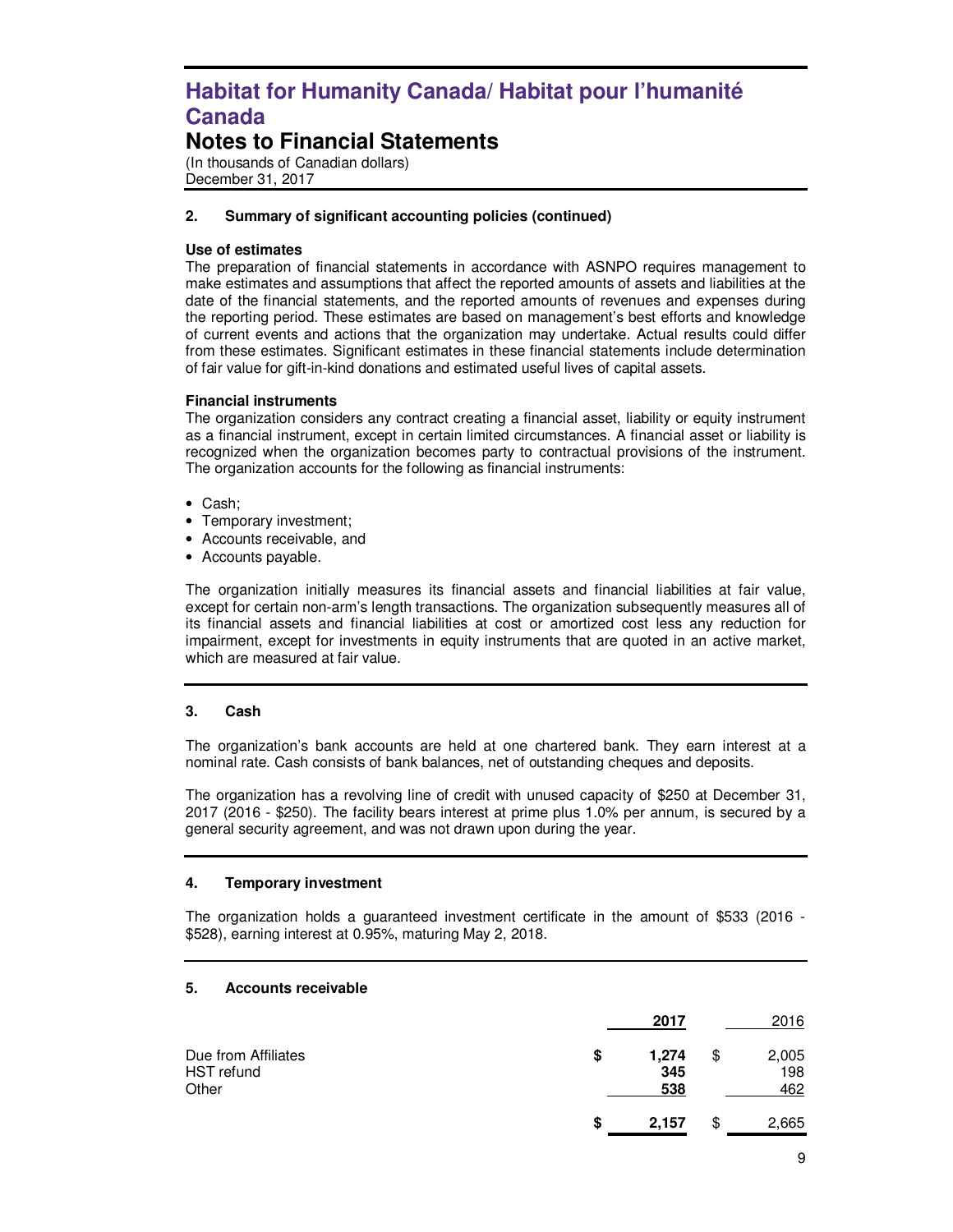# Habitat for Humanity Canada/ Habitat pour l'humanité Canada

## Notes to Financial Statements

(In thousands of Canadian dollars)
December 31, 2017

### 2. Summary of significant accounting policies (continued)

**Use of estimates**

The preparation of financial statements in accordance with ASNPO requires management to make estimates and assumptions that affect the reported amounts of assets and liabilities at the date of the financial statements, and the reported amounts of revenues and expenses during the reporting period. These estimates are based on management's best efforts and knowledge of current events and actions that the organization may undertake. Actual results could differ from these estimates. Significant estimates in these financial statements include determination of fair value for gift-in-kind donations and estimated useful lives of capital assets.

**Financial instruments**

The organization considers any contract creating a financial asset, liability or equity instrument as a financial instrument, except in certain limited circumstances. A financial asset or liability is recognized when the organization becomes party to contractual provisions of the instrument. The organization accounts for the following as financial instruments:

- Cash;
- Temporary investment;
- Accounts receivable, and
- Accounts payable.

The organization initially measures its financial assets and financial liabilities at fair value, except for certain non-arm's length transactions. The organization subsequently measures all of its financial assets and financial liabilities at cost or amortized cost less any reduction for impairment, except for investments in equity instruments that are quoted in an active market, which are measured at fair value.

### 3. Cash

The organization's bank accounts are held at one chartered bank. They earn interest at a nominal rate. Cash consists of bank balances, net of outstanding cheques and deposits.

The organization has a revolving line of credit with unused capacity of $250 at December 31, 2017 (2016 - $250). The facility bears interest at prime plus 1.0% per annum, is secured by a general security agreement, and was not drawn upon during the year.

### 4. Temporary investment

The organization holds a guaranteed investment certificate in the amount of $533 (2016 - $528), earning interest at 0.95%, maturing May 2, 2018.

### 5. Accounts receivable

| | **2017** | 2016 |
|---|---|---|
| Due from Affiliates | **$ 1,274** | $ 2,005 |
| HST refund | **345** | 198 |
| Other | **538** | 462 |
| | **$ 2,157** | $ 2,665 |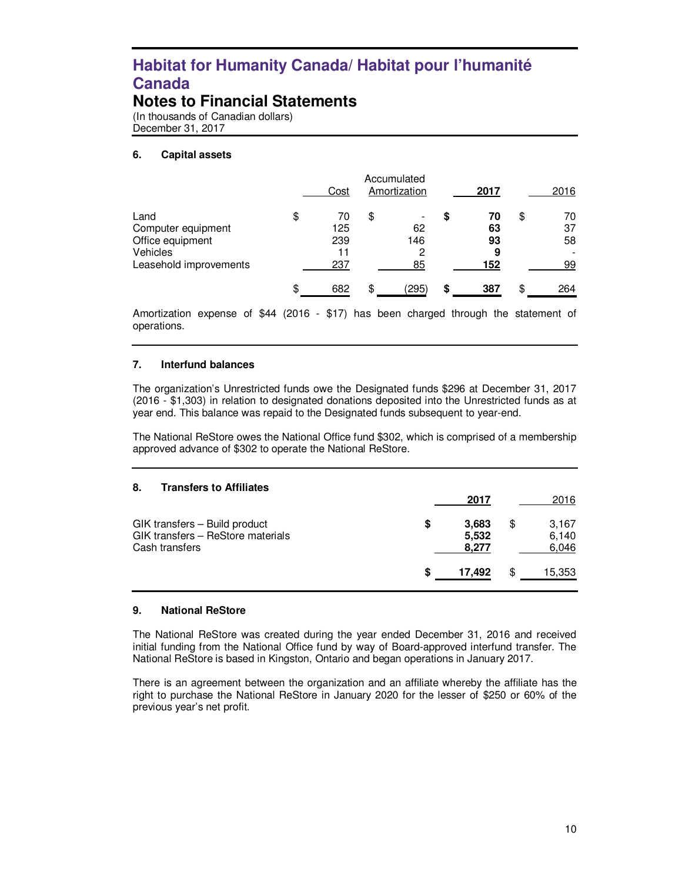# Habitat for Humanity Canada/ Habitat pour l'humanité Canada

## Notes to Financial Statements

(In thousands of Canadian dollars)
December 31, 2017

### 6. Capital assets

| | Cost | Accumulated Amortization | **2017** | 2016 |
|---|---|---|---|---|
| Land | $ 70 | $ - | **$ 70** | $ 70 |
| Computer equipment | 125 | 62 | **63** | 37 |
| Office equipment | 239 | 146 | **93** | 58 |
| Vehicles | 11 | 2 | **9** | - |
| Leasehold improvements | 237 | 85 | **152** | 99 |
| | $ 682 | $ (295) | **$ 387** | $ 264 |

Amortization expense of $44 (2016 - $17) has been charged through the statement of operations.

### 7. Interfund balances

The organization's Unrestricted funds owe the Designated funds $296 at December 31, 2017 (2016 - $1,303) in relation to designated donations deposited into the Unrestricted funds as at year end. This balance was repaid to the Designated funds subsequent to year-end.

The National ReStore owes the National Office fund $302, which is comprised of a membership approved advance of $302 to operate the National ReStore.

### 8. Transfers to Affiliates

| | **2017** | 2016 |
|---|---|---|
| GIK transfers – Build product | **$ 3,683** | $ 3,167 |
| GIK transfers – ReStore materials | **5,532** | 6,140 |
| Cash transfers | **8,277** | 6,046 |
| | **$ 17,492** | $ 15,353 |

### 9. National ReStore

The National ReStore was created during the year ended December 31, 2016 and received initial funding from the National Office fund by way of Board-approved interfund transfer. The National ReStore is based in Kingston, Ontario and began operations in January 2017.

There is an agreement between the organization and an affiliate whereby the affiliate has the right to purchase the National ReStore in January 2020 for the lesser of $250 or 60% of the previous year's net profit.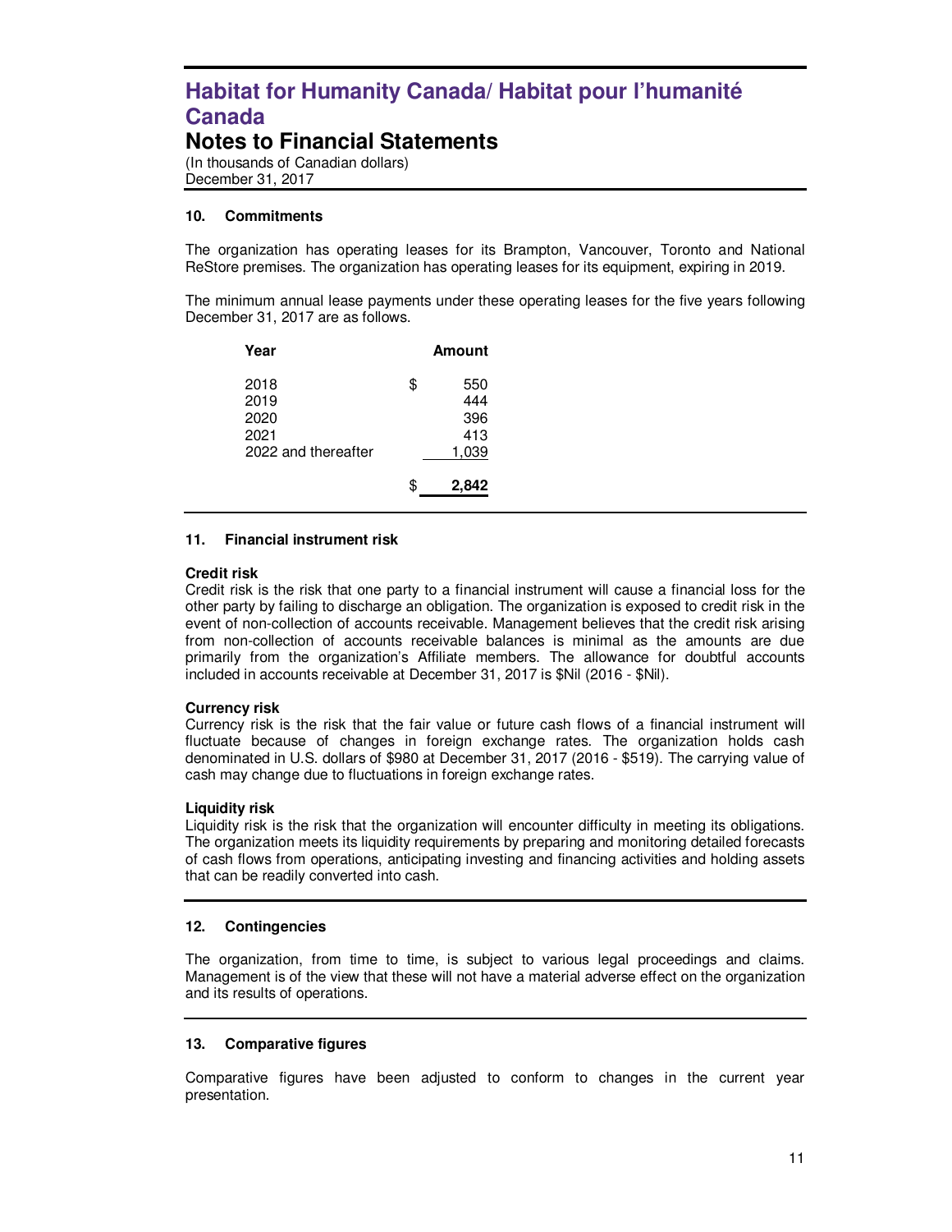# Habitat for Humanity Canada/ Habitat pour l'humanité Canada

## Notes to Financial Statements

(In thousands of Canadian dollars)
December 31, 2017

### 10. Commitments

The organization has operating leases for its Brampton, Vancouver, Toronto and National ReStore premises. The organization has operating leases for its equipment, expiring in 2019.

The minimum annual lease payments under these operating leases for the five years following December 31, 2017 are as follows.

| Year | Amount |
|---|---|
| 2018 | $ 550 |
| 2019 | 444 |
| 2020 | 396 |
| 2021 | 413 |
| 2022 and thereafter | 1,039 |
| | $ **2,842** |

### 11. Financial instrument risk

**Credit risk**
Credit risk is the risk that one party to a financial instrument will cause a financial loss for the other party by failing to discharge an obligation. The organization is exposed to credit risk in the event of non-collection of accounts receivable. Management believes that the credit risk arising from non-collection of accounts receivable balances is minimal as the amounts are due primarily from the organization's Affiliate members. The allowance for doubtful accounts included in accounts receivable at December 31, 2017 is $Nil (2016 - $Nil).

**Currency risk**
Currency risk is the risk that the fair value or future cash flows of a financial instrument will fluctuate because of changes in foreign exchange rates. The organization holds cash denominated in U.S. dollars of $980 at December 31, 2017 (2016 - $519). The carrying value of cash may change due to fluctuations in foreign exchange rates.

**Liquidity risk**
Liquidity risk is the risk that the organization will encounter difficulty in meeting its obligations. The organization meets its liquidity requirements by preparing and monitoring detailed forecasts of cash flows from operations, anticipating investing and financing activities and holding assets that can be readily converted into cash.

### 12. Contingencies

The organization, from time to time, is subject to various legal proceedings and claims. Management is of the view that these will not have a material adverse effect on the organization and its results of operations.

### 13. Comparative figures

Comparative figures have been adjusted to conform to changes in the current year presentation.